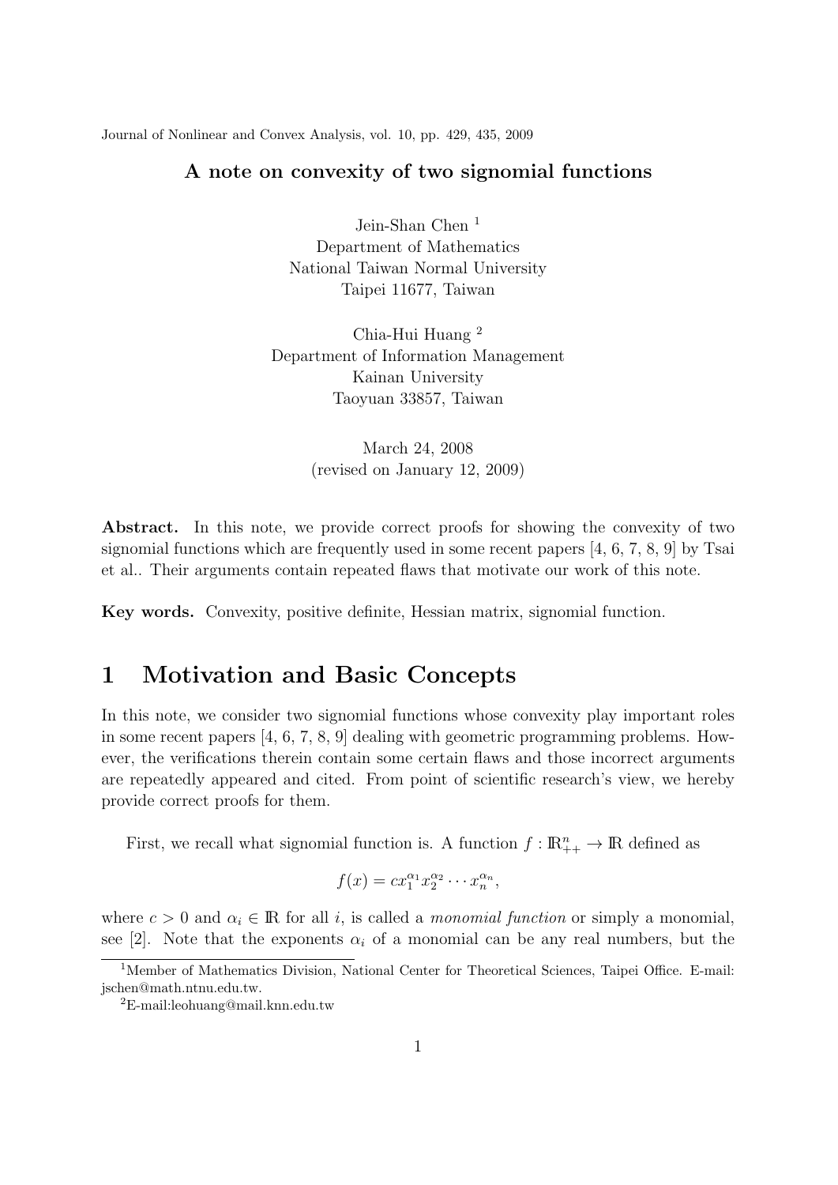Journal of Nonlinear and Convex Analysis, vol. 10, pp. 429, 435, 2009

# A note on convexity of two signomial functions

Jein-Shan Chen [1]
Department of Mathematics
National Taiwan Normal University
Taipei 11677, Taiwan

Chia-Hui Huang [2]
Department of Information Management
Kainan University
Taoyuan 33857, Taiwan

March 24, 2008
(revised on January 12, 2009)

**Abstract.** In this note, we provide correct proofs for showing the convexity of two signomial functions which are frequently used in some recent papers [4, 6, 7, 8, 9] by Tsai et al.. Their arguments contain repeated flaws that motivate our work of this note.

**Key words.** Convexity, positive definite, Hessian matrix, signomial function.

## 1 Motivation and Basic Concepts

In this note, we consider two signomial functions whose convexity play important roles in some recent papers [4, 6, 7, 8, 9] dealing with geometric programming problems. However, the verifications therein contain some certain flaws and those incorrect arguments are repeatedly appeared and cited. From point of scientific research's view, we hereby provide correct proofs for them.

First, we recall what signomial function is. A function $f : \mathbb{R}^n_{++} \to \mathbb{R}$ defined as

$$f(x) = cx_1^{\alpha_1} x_2^{\alpha_2} \cdots x_n^{\alpha_n},$$

where $c > 0$ and $\alpha_i \in \mathbb{R}$ for all $i$, is called a *monomial function* or simply a monomial, see [2]. Note that the exponents $\alpha_i$ of a monomial can be any real numbers, but the

[1] Member of Mathematics Division, National Center for Theoretical Sciences, Taipei Office. E-mail: jschen@math.ntnu.edu.tw.

[2] E-mail:leohuang@mail.knn.edu.tw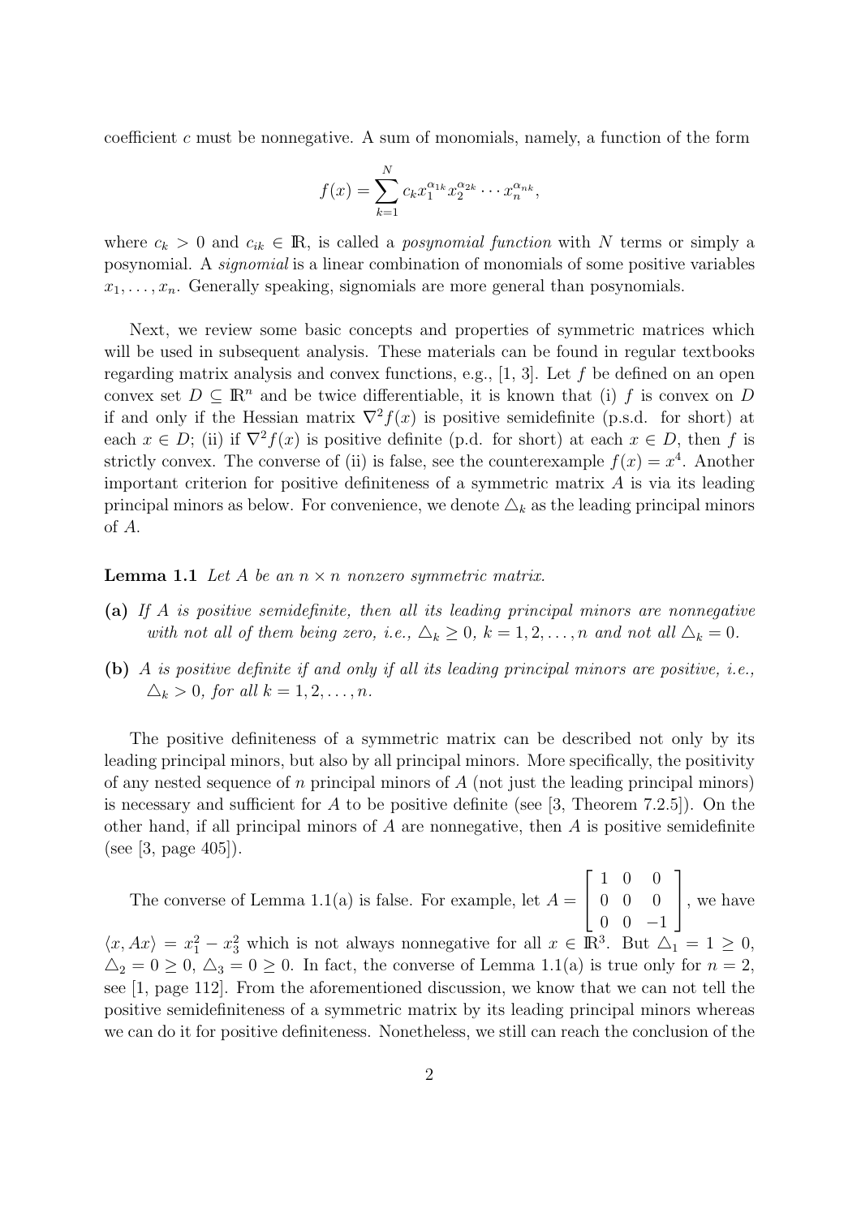coefficient $c$ must be nonnegative. A sum of monomials, namely, a function of the form

$$f(x) = \sum_{k=1}^{N} c_k x_1^{\alpha_{1k}} x_2^{\alpha_{2k}} \cdots x_n^{\alpha_{nk}},$$

where $c_k > 0$ and $c_{ik} \in \mathbb{R}$, is called a *posynomial function* with $N$ terms or simply a posynomial. A *signomial* is a linear combination of monomials of some positive variables $x_1, \ldots, x_n$. Generally speaking, signomials are more general than posynomials.

Next, we review some basic concepts and properties of symmetric matrices which will be used in subsequent analysis. These materials can be found in regular textbooks regarding matrix analysis and convex functions, e.g., [1, 3]. Let $f$ be defined on an open convex set $D \subseteq \mathbb{R}^n$ and be twice differentiable, it is known that (i) $f$ is convex on $D$ if and only if the Hessian matrix $\nabla^2 f(x)$ is positive semidefinite (p.s.d. for short) at each $x \in D$; (ii) if $\nabla^2 f(x)$ is positive definite (p.d. for short) at each $x \in D$, then $f$ is strictly convex. The converse of (ii) is false, see the counterexample $f(x) = x^4$. Another important criterion for positive definiteness of a symmetric matrix $A$ is via its leading principal minors as below. For convenience, we denote $\triangle_k$ as the leading principal minors of $A$.

**Lemma 1.1** *Let $A$ be an $n \times n$ nonzero symmetric matrix.*

**(a)** *If $A$ is positive semidefinite, then all its leading principal minors are nonnegative with not all of them being zero, i.e., $\triangle_k \geq 0$, $k = 1, 2, \ldots, n$ and not all $\triangle_k = 0$.*

**(b)** *$A$ is positive definite if and only if all its leading principal minors are positive, i.e., $\triangle_k > 0$, for all $k = 1, 2, \ldots, n$.*

The positive definiteness of a symmetric matrix can be described not only by its leading principal minors, but also by all principal minors. More specifically, the positivity of any nested sequence of $n$ principal minors of $A$ (not just the leading principal minors) is necessary and sufficient for $A$ to be positive definite (see [3, Theorem 7.2.5]). On the other hand, if all principal minors of $A$ are nonnegative, then $A$ is positive semidefinite (see [3, page 405]).

The converse of Lemma 1.1(a) is false. For example, let $A = \begin{bmatrix} 1 & 0 & 0 \\ 0 & 0 & 0 \\ 0 & 0 & -1 \end{bmatrix}$, we have $\langle x, Ax \rangle = x_1^2 - x_3^2$ which is not always nonnegative for all $x \in \mathbb{R}^3$. But $\triangle_1 = 1 \geq 0$, $\triangle_2 = 0 \geq 0$, $\triangle_3 = 0 \geq 0$. In fact, the converse of Lemma 1.1(a) is true only for $n = 2$, see [1, page 112]. From the aforementioned discussion, we know that we can not tell the positive semidefiniteness of a symmetric matrix by its leading principal minors whereas we can do it for positive definiteness. Nonetheless, we still can reach the conclusion of the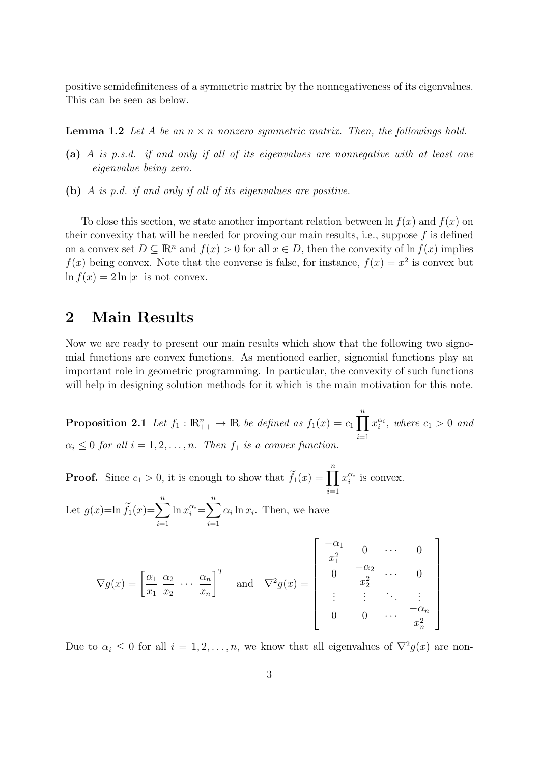positive semidefiniteness of a symmetric matrix by the nonnegativeness of its eigenvalues. This can be seen as below.

**Lemma 1.2** *Let $A$ be an $n \times n$ nonzero symmetric matrix. Then, the followings hold.*

**(a)** *$A$ is p.s.d. if and only if all of its eigenvalues are nonnegative with at least one eigenvalue being zero.*

**(b)** *$A$ is p.d. if and only if all of its eigenvalues are positive.*

To close this section, we state another important relation between $\ln f(x)$ and $f(x)$ on their convexity that will be needed for proving our main results, i.e., suppose $f$ is defined on a convex set $D \subseteq \mathbb{R}^n$ and $f(x) > 0$ for all $x \in D$, then the convexity of $\ln f(x)$ implies $f(x)$ being convex. Note that the converse is false, for instance, $f(x) = x^2$ is convex but $\ln f(x) = 2 \ln |x|$ is not convex.

## 2 Main Results

Now we are ready to present our main results which show that the following two signomial functions are convex functions. As mentioned earlier, signomial functions play an important role in geometric programming. In particular, the convexity of such functions will help in designing solution methods for it which is the main motivation for this note.

**Proposition 2.1** *Let $f_1 : \mathbb{R}^n_{++} \to \mathbb{R}$ be defined as $f_1(x) = c_1 \prod_{i=1}^{n} x_i^{\alpha_i}$, where $c_1 > 0$ and $\alpha_i \leq 0$ for all $i = 1, 2, \ldots, n$. Then $f_1$ is a convex function.*

**Proof.** Since $c_1 > 0$, it is enough to show that $\widetilde{f}_1(x) = \prod_{i=1}^{n} x_i^{\alpha_i}$ is convex.

Let $g(x) = \ln \widetilde{f}_1(x) = \sum_{i=1}^{n} \ln x_i^{\alpha_i} = \sum_{i=1}^{n} \alpha_i \ln x_i$. Then, we have

$$\nabla g(x) = \begin{bmatrix} \frac{\alpha_1}{x_1} & \frac{\alpha_2}{x_2} & \cdots & \frac{\alpha_n}{x_n} \end{bmatrix}^T \quad \text{and} \quad \nabla^2 g(x) = \begin{bmatrix} \frac{-\alpha_1}{x_1^2} & 0 & \cdots & 0 \\ 0 & \frac{-\alpha_2}{x_2^2} & \cdots & 0 \\ \vdots & \vdots & \ddots & \vdots \\ 0 & 0 & \cdots & \frac{-\alpha_n}{x_n^2} \end{bmatrix}$$

Due to $\alpha_i \leq 0$ for all $i = 1, 2, \ldots, n$, we know that all eigenvalues of $\nabla^2 g(x)$ are non-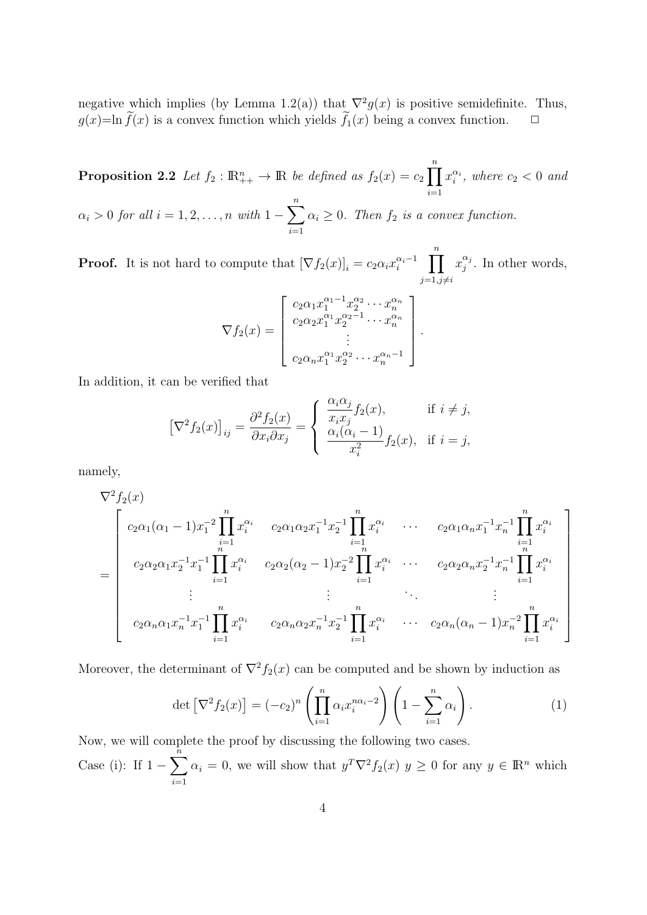negative which implies (by Lemma 1.2(a)) that $\nabla^2 g(x)$ is positive semidefinite. Thus, $g(x)=\ln \widetilde{f}(x)$ is a convex function which yields $\widetilde{f}_1(x)$ being a convex function. $\Box$

**Proposition 2.2** *Let $f_2 : \mathbb{R}^n_{++} \to \mathbb{R}$ be defined as $f_2(x) = c_2 \prod_{i=1}^{n} x_i^{\alpha_i}$, where $c_2 < 0$ and $\alpha_i > 0$ for all $i = 1, 2, \ldots, n$ with $1 - \sum_{i=1}^{n} \alpha_i \geq 0$. Then $f_2$ is a convex function.*

**Proof.** It is not hard to compute that $\left[\nabla f_2(x)\right]_i = c_2 \alpha_i x_i^{\alpha_i - 1} \prod_{j=1, j\neq i}^{n} x_j^{\alpha_j}$. In other words,

$$\nabla f_2(x) = \left[ \begin{array}{c} c_2\alpha_1 x_1^{\alpha_1-1} x_2^{\alpha_2} \cdots x_n^{\alpha_n} \\ c_2\alpha_2 x_1^{\alpha_1} x_2^{\alpha_2-1} \cdots x_n^{\alpha_n} \\ \vdots \\ c_2\alpha_n x_1^{\alpha_1} x_2^{\alpha_2} \cdots x_n^{\alpha_n-1} \end{array} \right].$$

In addition, it can be verified that

$$\left[\nabla^2 f_2(x)\right]_{ij} = \frac{\partial^2 f_2(x)}{\partial x_i \partial x_j} = \begin{cases} \dfrac{\alpha_i \alpha_j}{x_i x_j} f_2(x), & \text{if } i \neq j, \\ \dfrac{\alpha_i(\alpha_i - 1)}{x_i^2} f_2(x), & \text{if } i = j, \end{cases}$$

namely,

$$\nabla^2 f_2(x) = \left[ \begin{array}{cccc} c_2\alpha_1(\alpha_1-1)x_1^{-2}\prod_{i=1}^{n} x_i^{\alpha_i} & c_2\alpha_1\alpha_2 x_1^{-1}x_2^{-1}\prod_{i=1}^{n} x_i^{\alpha_i} & \cdots & c_2\alpha_1\alpha_n x_1^{-1}x_n^{-1}\prod_{i=1}^{n} x_i^{\alpha_i} \\ c_2\alpha_2\alpha_1 x_2^{-1}x_1^{-1}\prod_{i=1}^{n} x_i^{\alpha_i} & c_2\alpha_2(\alpha_2-1)x_2^{-2}\prod_{i=1}^{n} x_i^{\alpha_i} & \cdots & c_2\alpha_2\alpha_n x_2^{-1}x_n^{-1}\prod_{i=1}^{n} x_i^{\alpha_i} \\ \vdots & \vdots & \ddots & \vdots \\ c_2\alpha_n\alpha_1 x_n^{-1}x_1^{-1}\prod_{i=1}^{n} x_i^{\alpha_i} & c_2\alpha_n\alpha_2 x_n^{-1}x_2^{-1}\prod_{i=1}^{n} x_i^{\alpha_i} & \cdots & c_2\alpha_n(\alpha_n-1)x_n^{-2}\prod_{i=1}^{n} x_i^{\alpha_i} \end{array} \right]$$

Moreover, the determinant of $\nabla^2 f_2(x)$ can be computed and be shown by induction as

$$\det\left[\nabla^2 f_2(x)\right] = (-c_2)^n \left( \prod_{i=1}^{n} \alpha_i x_i^{n\alpha_i - 2} \right) \left( 1 - \sum_{i=1}^{n} \alpha_i \right). \tag{1}$$

Now, we will complete the proof by discussing the following two cases.

Case (i): If $1 - \sum_{i=1}^{n} \alpha_i = 0$, we will show that $y^T \nabla^2 f_2(x)\ y \geq 0$ for any $y \in \mathbb{R}^n$ which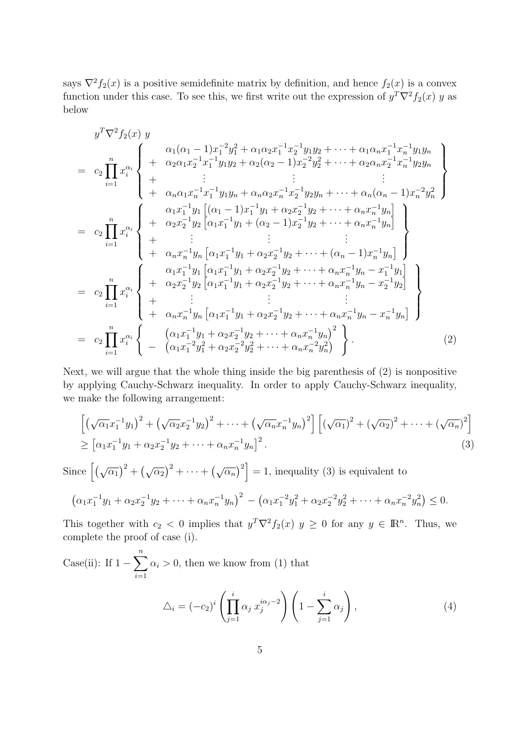says $\nabla^2 f_2(x)$ is a positive semidefinite matrix by definition, and hence $f_2(x)$ is a convex function under this case. To see this, we first write out the expression of $y^T \nabla^2 f_2(x)\ y$ as below

$$
\begin{aligned}
& y^T \nabla^2 f_2(x)\ y \\
= \;& c_2 \prod_{i=1}^{n} x_i^{\alpha_i} \left\{ \begin{array}{ll} & \alpha_1(\alpha_1 - 1)x_1^{-2}y_1^2 + \alpha_1\alpha_2 x_1^{-1}x_2^{-1}y_1y_2 + \cdots + \alpha_1\alpha_n x_1^{-1}x_n^{-1}y_1y_n \\ + & \alpha_2\alpha_1 x_2^{-1}x_1^{-1}y_1y_2 + \alpha_2(\alpha_2 - 1)x_2^{-2}y_2^2 + \cdots + \alpha_2\alpha_n x_2^{-1}x_n^{-1}y_2y_n \\ + & \qquad \vdots \qquad\qquad\qquad \vdots \qquad\qquad\qquad \vdots \\ + & \alpha_n\alpha_1 x_n^{-1}x_1^{-1}y_1y_n + \alpha_n\alpha_2 x_n^{-1}x_2^{-1}y_2y_n + \cdots + \alpha_n(\alpha_n - 1)x_n^{-2}y_n^2 \end{array} \right\} \\
= \;& c_2 \prod_{i=1}^{n} x_i^{\alpha_i} \left\{ \begin{array}{ll} & \alpha_1 x_1^{-1}y_1 \left[(\alpha_1 - 1)x_1^{-1}y_1 + \alpha_2 x_2^{-1}y_2 + \cdots + \alpha_n x_n^{-1}y_n\right] \\ + & \alpha_2 x_2^{-1}y_2 \left[\alpha_1 x_1^{-1}y_1 + (\alpha_2 - 1)x_2^{-1}y_2 + \cdots + \alpha_n x_n^{-1}y_n\right] \\ + & \qquad \vdots \qquad\qquad\qquad \vdots \qquad\qquad\qquad \vdots \\ + & \alpha_n x_n^{-1}y_n \left[\alpha_1 x_1^{-1}y_1 + \alpha_2 x_2^{-1}y_2 + \cdots + (\alpha_n - 1)x_n^{-1}y_n\right] \end{array} \right\} \\
= \;& c_2 \prod_{i=1}^{n} x_i^{\alpha_i} \left\{ \begin{array}{ll} & \alpha_1 x_1^{-1}y_1 \left[\alpha_1 x_1^{-1}y_1 + \alpha_2 x_2^{-1}y_2 + \cdots + \alpha_n x_n^{-1}y_n - x_1^{-1}y_1\right] \\ + & \alpha_2 x_2^{-1}y_2 \left[\alpha_1 x_1^{-1}y_1 + \alpha_2 x_2^{-1}y_2 + \cdots + \alpha_n x_n^{-1}y_n - x_2^{-1}y_2\right] \\ + & \qquad \vdots \qquad\qquad\qquad \vdots \qquad\qquad\qquad \vdots \\ + & \alpha_n x_n^{-1}y_n \left[\alpha_1 x_1^{-1}y_1 + \alpha_2 x_2^{-1}y_2 + \cdots + \alpha_n x_n^{-1}y_n - x_n^{-1}y_n\right] \end{array} \right\} \\
= \;& c_2 \prod_{i=1}^{n} x_i^{\alpha_i} \left\{ \begin{array}{ll} & \left(\alpha_1 x_1^{-1}y_1 + \alpha_2 x_2^{-1}y_2 + \cdots + \alpha_n x_n^{-1}y_n\right)^2 \\ - & \left(\alpha_1 x_1^{-2}y_1^2 + \alpha_2 x_2^{-2}y_2^2 + \cdots + \alpha_n x_n^{-2}y_n^2\right) \end{array} \right\}. \qquad (2)
\end{aligned}
$$

Next, we will argue that the whole thing inside the big parenthesis of (2) is nonpositive by applying Cauchy-Schwarz inequality. In order to apply Cauchy-Schwarz inequality, we make the following arrangement:

$$
\begin{aligned}
& \left[\left(\sqrt{\alpha_1}x_1^{-1}y_1\right)^2 + \left(\sqrt{\alpha_2}x_2^{-1}y_2\right)^2 + \cdots + \left(\sqrt{\alpha_n}x_n^{-1}y_n\right)^2\right]\left[(\sqrt{\alpha_1})^2 + (\sqrt{\alpha_2})^2 + \cdots + (\sqrt{\alpha_n})^2\right] \\
& \geq \left[\alpha_1 x_1^{-1}y_1 + \alpha_2 x_2^{-1}y_2 + \cdots + \alpha_n x_n^{-1}y_n\right]^2. \qquad (3)
\end{aligned}
$$

Since $\left[\left(\sqrt{\alpha_1}\right)^2 + \left(\sqrt{\alpha_2}\right)^2 + \cdots + \left(\sqrt{\alpha_n}\right)^2\right] = 1$, inequality (3) is equivalent to

$$
\left(\alpha_1 x_1^{-1}y_1 + \alpha_2 x_2^{-1}y_2 + \cdots + \alpha_n x_n^{-1}y_n\right)^2 - \left(\alpha_1 x_1^{-2}y_1^2 + \alpha_2 x_2^{-2}y_2^2 + \cdots + \alpha_n x_n^{-2}y_n^2\right) \leq 0.
$$

This together with $c_2 < 0$ implies that $y^T \nabla^2 f_2(x)\ y \geq 0$ for any $y \in \mathbb{R}^n$. Thus, we complete the proof of case (i).

Case(ii): If $1 - \sum_{i=1}^{n} \alpha_i > 0$, then we know from (1) that

$$
\triangle_i = (-c_2)^i \left(\prod_{j=1}^{i} \alpha_j\, x_j^{i\alpha_j - 2}\right)\left(1 - \sum_{j=1}^{i} \alpha_j\right), \qquad (4)
$$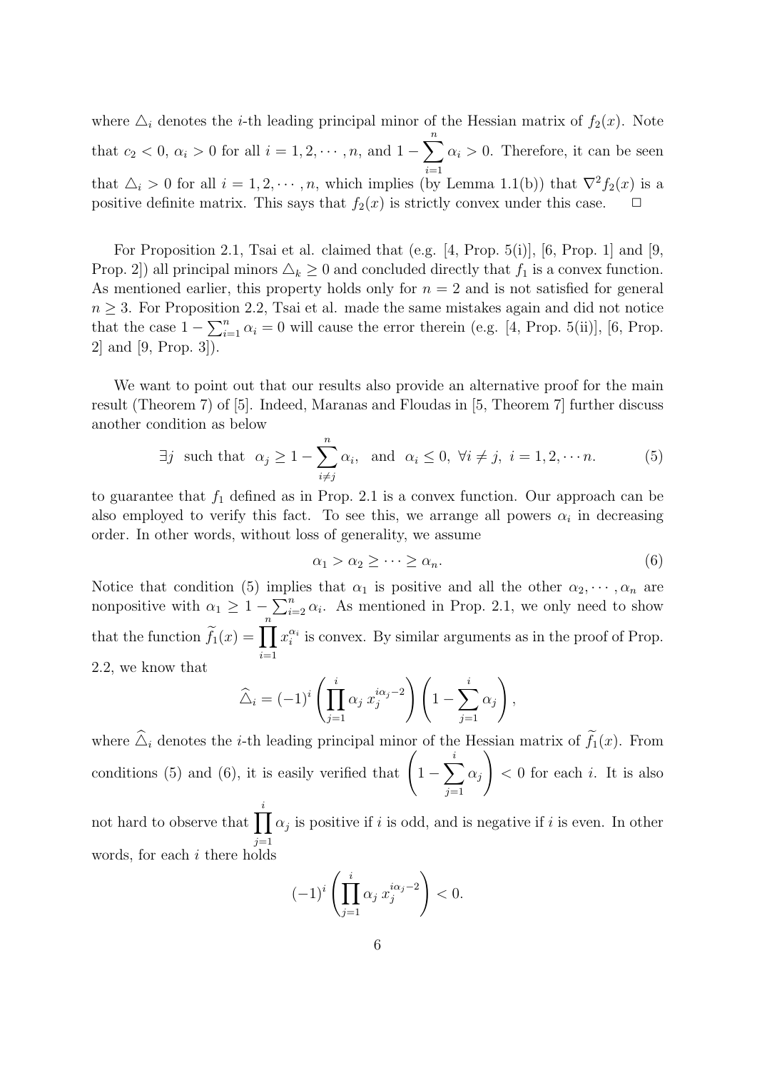where $\triangle_i$ denotes the $i$-th leading principal minor of the Hessian matrix of $f_2(x)$. Note that $c_2 < 0$, $\alpha_i > 0$ for all $i = 1, 2, \cdots, n$, and $1 - \sum_{i=1}^{n} \alpha_i > 0$. Therefore, it can be seen that $\triangle_i > 0$ for all $i = 1, 2, \cdots, n$, which implies (by Lemma 1.1(b)) that $\nabla^2 f_2(x)$ is a positive definite matrix. This says that $f_2(x)$ is strictly convex under this case. $\Box$

For Proposition 2.1, Tsai et al. claimed that (e.g. [4, Prop. 5(i)], [6, Prop. 1] and [9, Prop. 2]) all principal minors $\triangle_k \geq 0$ and concluded directly that $f_1$ is a convex function. As mentioned earlier, this property holds only for $n = 2$ and is not satisfied for general $n \geq 3$. For Proposition 2.2, Tsai et al. made the same mistakes again and did not notice that the case $1 - \sum_{i=1}^{n} \alpha_i = 0$ will cause the error therein (e.g. [4, Prop. 5(ii)], [6, Prop. 2] and [9, Prop. 3]).

We want to point out that our results also provide an alternative proof for the main result (Theorem 7) of [5]. Indeed, Maranas and Floudas in [5, Theorem 7] further discuss another condition as below

$$\exists j \text{ such that } \alpha_j \geq 1 - \sum_{i \neq j}^{n} \alpha_i, \text{ and } \alpha_i \leq 0, \ \forall i \neq j, \ i = 1, 2, \cdots n. \tag{5}$$

to guarantee that $f_1$ defined as in Prop. 2.1 is a convex function. Our approach can be also employed to verify this fact. To see this, we arrange all powers $\alpha_i$ in decreasing order. In other words, without loss of generality, we assume

$$\alpha_1 > \alpha_2 \geq \cdots \geq \alpha_n. \tag{6}$$

Notice that condition (5) implies that $\alpha_1$ is positive and all the other $\alpha_2, \cdots, \alpha_n$ are nonpositive with $\alpha_1 \geq 1 - \sum_{i=2}^{n} \alpha_i$. As mentioned in Prop. 2.1, we only need to show that the function $\widetilde{f}_1(x) = \prod_{i=1}^{n} x_i^{\alpha_i}$ is convex. By similar arguments as in the proof of Prop. 2.2, we know that

$$\widehat{\triangle}_i = (-1)^i \left( \prod_{j=1}^{i} \alpha_j \, x_j^{i\alpha_j - 2} \right) \left( 1 - \sum_{j=1}^{i} \alpha_j \right),$$

where $\widehat{\triangle}_i$ denotes the $i$-th leading principal minor of the Hessian matrix of $\widetilde{f}_1(x)$. From conditions (5) and (6), it is easily verified that $\left( 1 - \sum_{j=1}^{i} \alpha_j \right) < 0$ for each $i$. It is also not hard to observe that $\prod_{j=1}^{i} \alpha_j$ is positive if $i$ is odd, and is negative if $i$ is even. In other words, for each $i$ there holds

$$(-1)^i \left( \prod_{j=1}^{i} \alpha_j \, x_j^{i\alpha_j - 2} \right) < 0.$$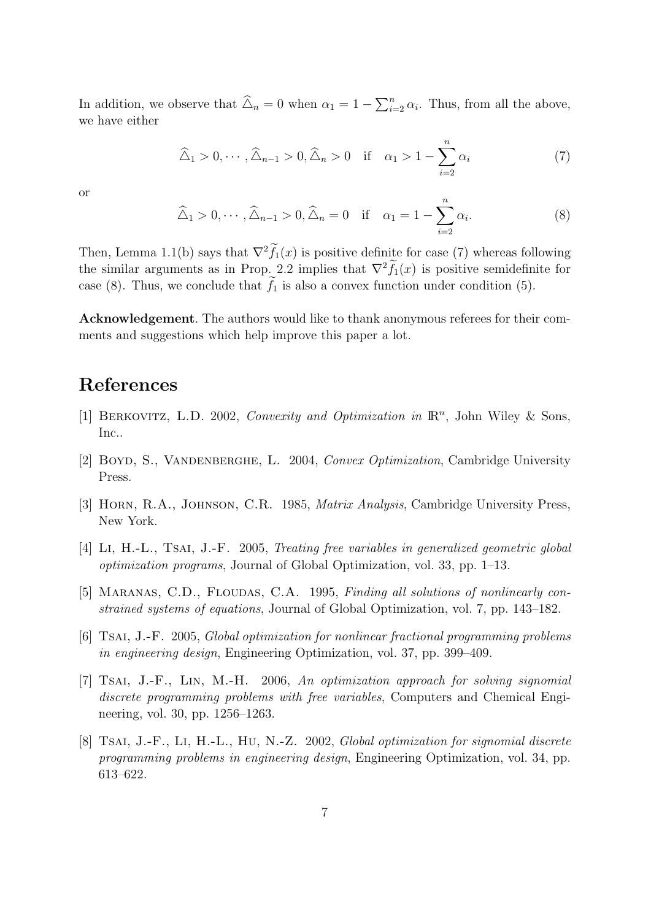In addition, we observe that $\widehat{\triangle}_n = 0$ when $\alpha_1 = 1 - \sum_{i=2}^n \alpha_i$. Thus, from all the above, we have either

$$\widehat{\triangle}_1 > 0, \cdots, \widehat{\triangle}_{n-1} > 0, \widehat{\triangle}_n > 0 \quad \text{if} \quad \alpha_1 > 1 - \sum_{i=2}^{n} \alpha_i \tag{7}$$

or

$$\widehat{\triangle}_1 > 0, \cdots, \widehat{\triangle}_{n-1} > 0, \widehat{\triangle}_n = 0 \quad \text{if} \quad \alpha_1 = 1 - \sum_{i=2}^{n} \alpha_i. \tag{8}$$

Then, Lemma 1.1(b) says that $\nabla^2 \widetilde{f}_1(x)$ is positive definite for case (7) whereas following the similar arguments as in Prop. 2.2 implies that $\nabla^2 \widetilde{f}_1(x)$ is positive semidefinite for case (8). Thus, we conclude that $\widetilde{f}_1$ is also a convex function under condition (5).

**Acknowledgement**. The authors would like to thank anonymous referees for their comments and suggestions which help improve this paper a lot.

# References

[1] Berkovitz, L.D. 2002, *Convexity and Optimization in* $\mathbb{R}^n$, John Wiley & Sons, Inc..

[2] Boyd, S., Vandenberghe, L. 2004, *Convex Optimization*, Cambridge University Press.

[3] Horn, R.A., Johnson, C.R. 1985, *Matrix Analysis*, Cambridge University Press, New York.

[4] Li, H.-L., Tsai, J.-F. 2005, *Treating free variables in generalized geometric global optimization programs*, Journal of Global Optimization, vol. 33, pp. 1–13.

[5] Maranas, C.D., Floudas, C.A. 1995, *Finding all solutions of nonlinearly constrained systems of equations*, Journal of Global Optimization, vol. 7, pp. 143–182.

[6] Tsai, J.-F. 2005, *Global optimization for nonlinear fractional programming problems in engineering design*, Engineering Optimization, vol. 37, pp. 399–409.

[7] Tsai, J.-F., Lin, M.-H. 2006, *An optimization approach for solving signomial discrete programming problems with free variables*, Computers and Chemical Engineering, vol. 30, pp. 1256–1263.

[8] Tsai, J.-F., Li, H.-L., Hu, N.-Z. 2002, *Global optimization for signomial discrete programming problems in engineering design*, Engineering Optimization, vol. 34, pp. 613–622.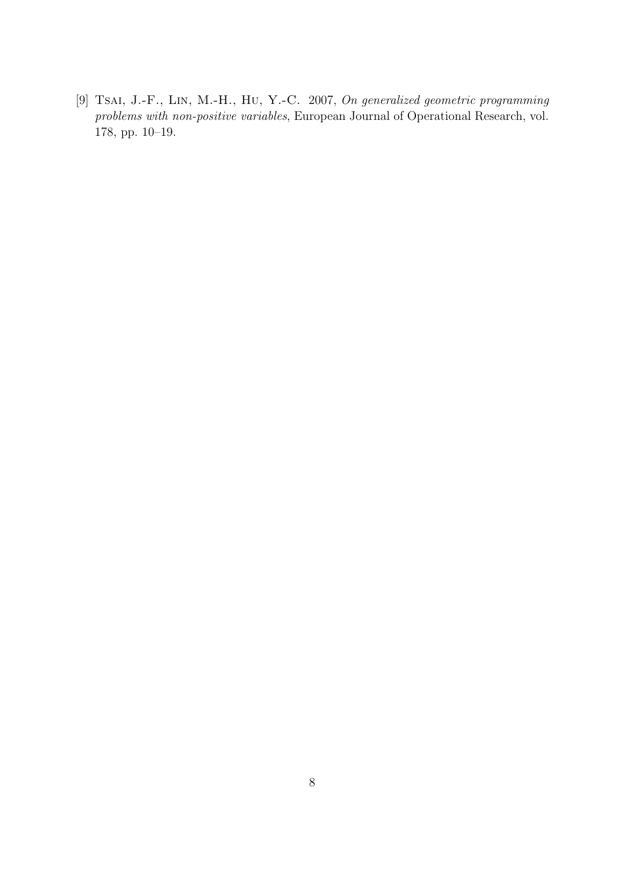[9] Tsai, J.-F., Lin, M.-H., Hu, Y.-C. 2007, *On generalized geometric programming problems with non-positive variables*, European Journal of Operational Research, vol. 178, pp. 10–19.